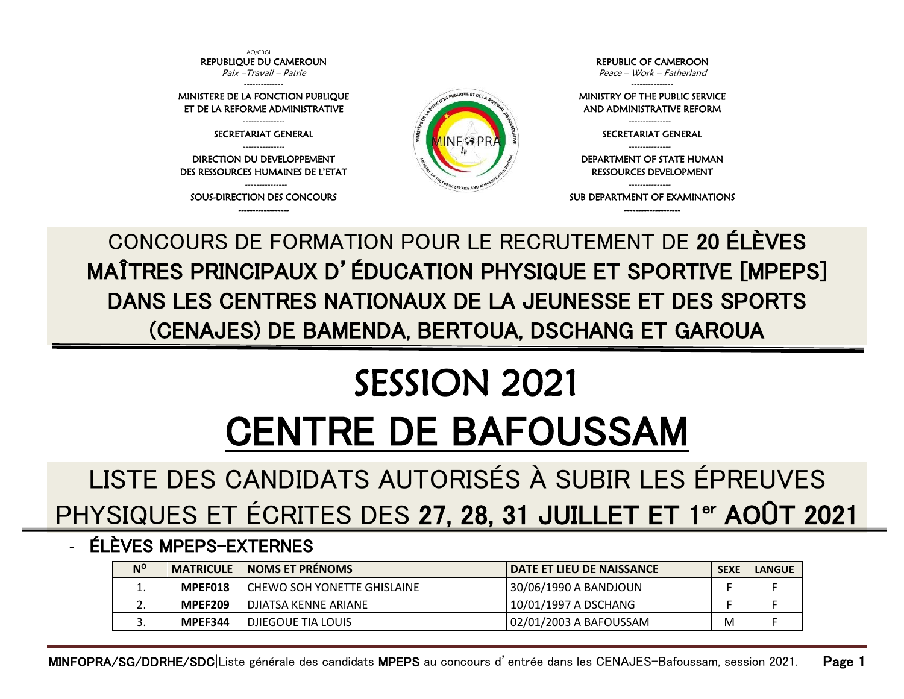AO/CBGI

REPUBLIQUE DU CAMEROUN
*Paix –Travail – Patrie*

MINISTERE DE LA FONCTION PUBLIQUE ET DE LA REFORME ADMINISTRATIVE

SECRETARIAT GENERAL

DIRECTION DU DEVELOPPEMENT DES RESSOURCES HUMAINES DE L'ETAT

SOUS-DIRECTION DES CONCOURS

REPUBLIC OF CAMEROON
*Peace – Work – Fatherland*

MINISTRY OF THE PUBLIC SERVICE AND ADMINISTRATIVE REFORM

SECRETARIAT GENERAL

DEPARTMENT OF STATE HUMAN RESSOURCES DEVELOPMENT

SUB DEPARTMENT OF EXAMINATIONS

# CONCOURS DE FORMATION POUR LE RECRUTEMENT DE **20 ÉLÈVES MAÎTRES PRINCIPAUX D'ÉDUCATION PHYSIQUE ET SPORTIVE [MPEPS] DANS LES CENTRES NATIONAUX DE LA JEUNESSE ET DES SPORTS (CENAJES) DE BAMENDA, BERTOUA, DSCHANG ET GAROUA**

# SESSION 2021

# CENTRE DE BAFOUSSAM

## LISTE DES CANDIDATS AUTORISÉS À SUBIR LES ÉPREUVES PHYSIQUES ET ÉCRITES DES **27, 28, 31 JUILLET ET 1er AOÛT 2021**

- **ÉLÈVES MPEPS-EXTERNES**

| N° | MATRICULE | NOMS ET PRÉNOMS | DATE ET LIEU DE NAISSANCE | SEXE | LANGUE |
|---|---|---|---|---|---|
| 1. | **MPEF018** | CHEWO SOH YONETTE GHISLAINE | 30/06/1990 A BANDJOUN | F | F |
| 2. | **MPEF209** | DJIATSA KENNE ARIANE | 10/01/1997 A DSCHANG | F | F |
| 3. | **MPEF344** | DJIEGOUE TIA LOUIS | 02/01/2003 A BAFOUSSAM | M | F |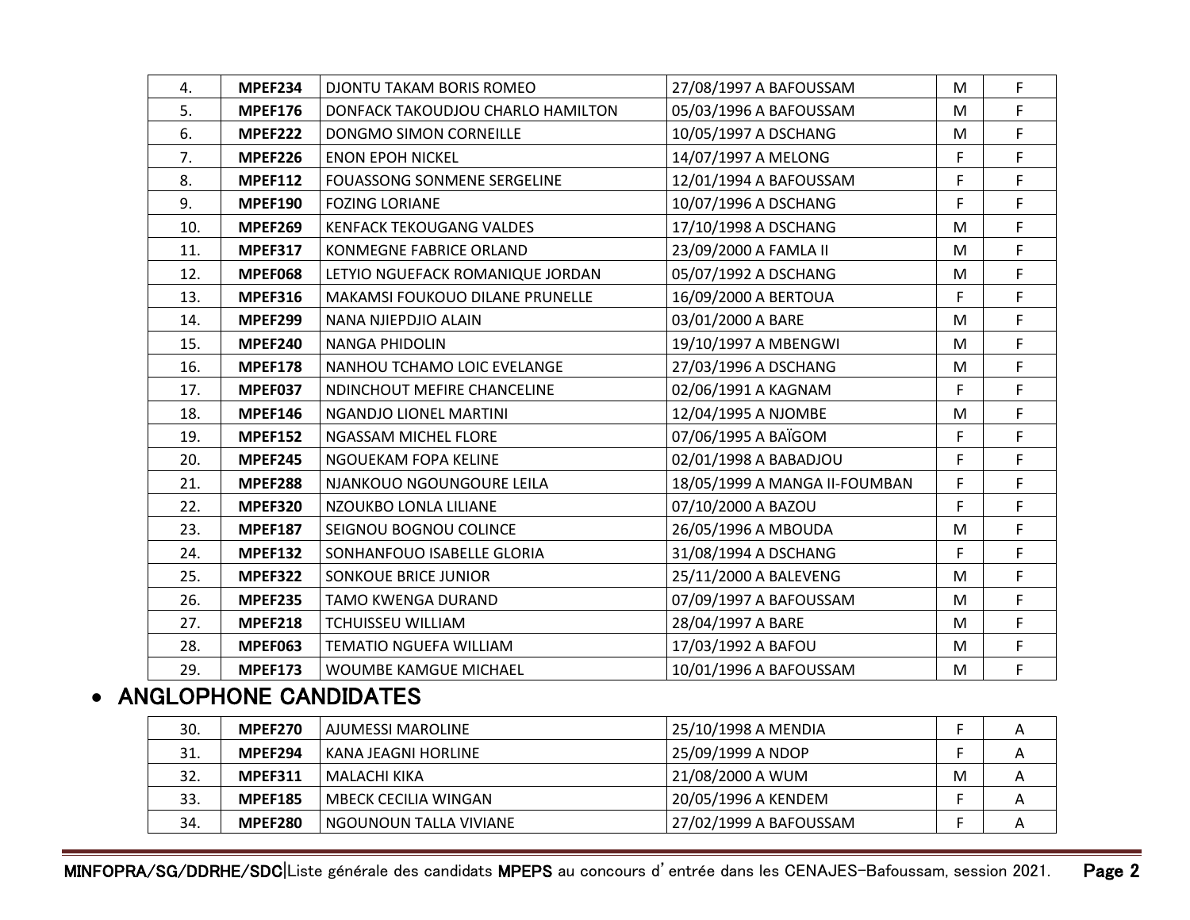| | | | | | |
|---|---|---|---|---|---|
| 4. | **MPEF234** | DJONTU TAKAM BORIS ROMEO | 27/08/1997 A BAFOUSSAM | M | F |
| 5. | **MPEF176** | DONFACK TAKOUDJOU CHARLO HAMILTON | 05/03/1996 A BAFOUSSAM | M | F |
| 6. | **MPEF222** | DONGMO SIMON CORNEILLE | 10/05/1997 A DSCHANG | M | F |
| 7. | **MPEF226** | ENON EPOH NICKEL | 14/07/1997 A MELONG | F | F |
| 8. | **MPEF112** | FOUASSONG SONMENE SERGELINE | 12/01/1994 A BAFOUSSAM | F | F |
| 9. | **MPEF190** | FOZING LORIANE | 10/07/1996 A DSCHANG | F | F |
| 10. | **MPEF269** | KENFACK TEKOUGANG VALDES | 17/10/1998 A DSCHANG | M | F |
| 11. | **MPEF317** | KONMEGNE FABRICE ORLAND | 23/09/2000 A FAMLA II | M | F |
| 12. | **MPEF068** | LETYIO NGUEFACK ROMANIQUE JORDAN | 05/07/1992 A DSCHANG | M | F |
| 13. | **MPEF316** | MAKAMSI FOUKOUO DILANE PRUNELLE | 16/09/2000 A BERTOUA | F | F |
| 14. | **MPEF299** | NANA NJIEPDJIO ALAIN | 03/01/2000 A BARE | M | F |
| 15. | **MPEF240** | NANGA PHIDOLIN | 19/10/1997 A MBENGWI | M | F |
| 16. | **MPEF178** | NANHOU TCHAMO LOIC EVELANGE | 27/03/1996 A DSCHANG | M | F |
| 17. | **MPEF037** | NDINCHOUT MEFIRE CHANCELINE | 02/06/1991 A KAGNAM | F | F |
| 18. | **MPEF146** | NGANDJO LIONEL MARTINI | 12/04/1995 A NJOMBE | M | F |
| 19. | **MPEF152** | NGASSAM MICHEL FLORE | 07/06/1995 A BAÏGOM | F | F |
| 20. | **MPEF245** | NGOUEKAM FOPA KELINE | 02/01/1998 A BABADJOU | F | F |
| 21. | **MPEF288** | NJANKOUO NGOUNGOURE LEILA | 18/05/1999 A MANGA II-FOUMBAN | F | F |
| 22. | **MPEF320** | NZOUKBO LONLA LILIANE | 07/10/2000 A BAZOU | F | F |
| 23. | **MPEF187** | SEIGNOU BOGNOU COLINCE | 26/05/1996 A MBOUDA | M | F |
| 24. | **MPEF132** | SONHANFOUO ISABELLE GLORIA | 31/08/1994 A DSCHANG | F | F |
| 25. | **MPEF322** | SONKOUE BRICE JUNIOR | 25/11/2000 A BALEVENG | M | F |
| 26. | **MPEF235** | TAMO KWENGA DURAND | 07/09/1997 A BAFOUSSAM | M | F |
| 27. | **MPEF218** | TCHUISSEU WILLIAM | 28/04/1997 A BARE | M | F |
| 28. | **MPEF063** | TEMATIO NGUEFA WILLIAM | 17/03/1992 A BAFOU | M | F |
| 29. | **MPEF173** | WOUMBE KAMGUE MICHAEL | 10/01/1996 A BAFOUSSAM | M | F |

- **ANGLOPHONE CANDIDATES**

| | | | | | |
|---|---|---|---|---|---|
| 30. | **MPEF270** | AJUMESSI MAROLINE | 25/10/1998 A MENDIA | F | A |
| 31. | **MPEF294** | KANA JEAGNI HORLINE | 25/09/1999 A NDOP | F | A |
| 32. | **MPEF311** | MALACHI KIKA | 21/08/2000 A WUM | M | A |
| 33. | **MPEF185** | MBECK CECILIA WINGAN | 20/05/1996 A KENDEM | F | A |
| 34. | **MPEF280** | NGOUNOUN TALLA VIVIANE | 27/02/1999 A BAFOUSSAM | F | A |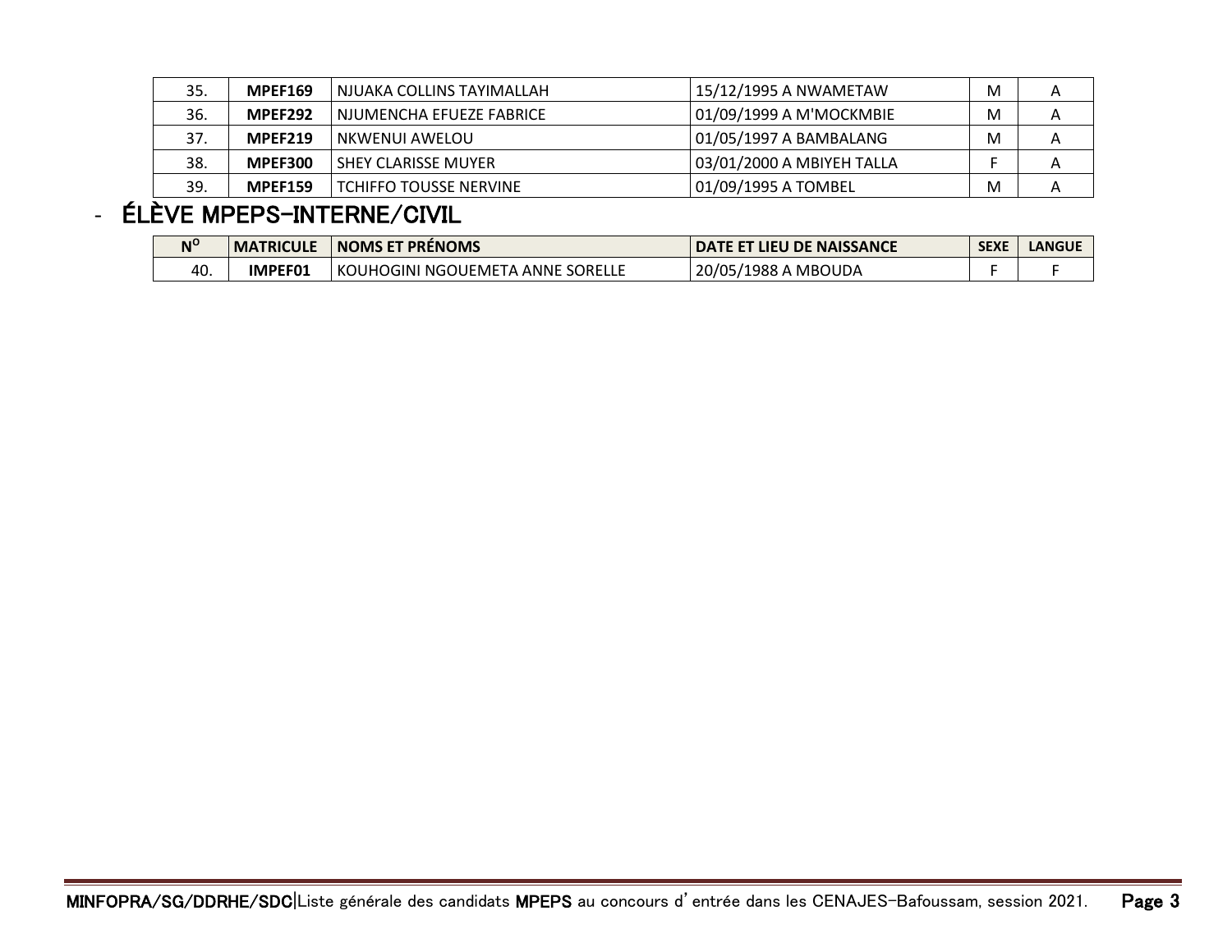| | | | | | |
|---|---|---|---|---|---|
| 35. | **MPEF169** | NJUAKA COLLINS TAYIMALLAH | 15/12/1995 A NWAMETAW | M | A |
| 36. | **MPEF292** | NJUMENCHA EFUEZE FABRICE | 01/09/1999 A M'MOCKMBIE | M | A |
| 37. | **MPEF219** | NKWENUI AWELOU | 01/05/1997 A BAMBALANG | M | A |
| 38. | **MPEF300** | SHEY CLARISSE MUYER | 03/01/2000 A MBIYEH TALLA | F | A |
| 39. | **MPEF159** | TCHIFFO TOUSSE NERVINE | 01/09/1995 A TOMBEL | M | A |

## - ÉLÈVE MPEPS-INTERNE/CIVIL

| N° | MATRICULE | NOMS ET PRÉNOMS | DATE ET LIEU DE NAISSANCE | SEXE | LANGUE |
|---|---|---|---|---|---|
| 40. | **IMPEF01** | KOUHOGINI NGOUEMETA ANNE SORELLE | 20/05/1988 A MBOUDA | F | F |